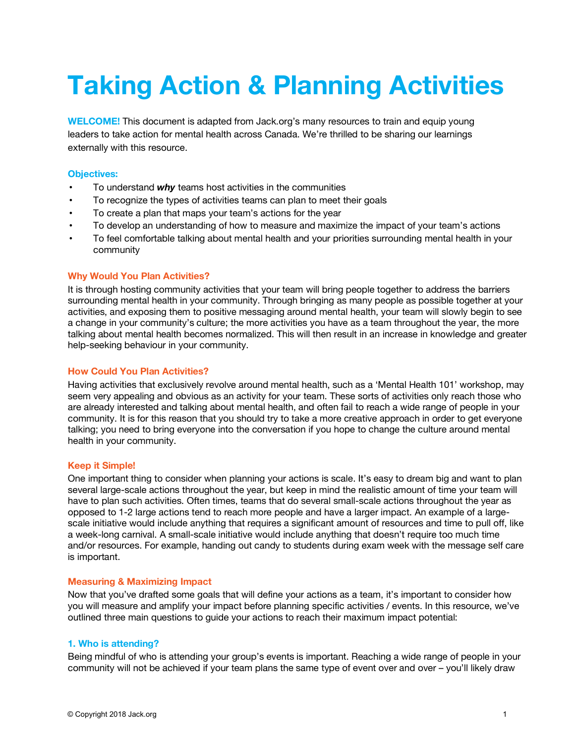# Taking Action & Planning Activities

**WELCOME!** This document is adapted from Jack.org's many resources to train and equip young leaders to take action for mental health across Canada. We're thrilled to be sharing our learnings externally with this resource.

### Objectives:

- To understand ***why*** teams host activities in the communities
- To recognize the types of activities teams can plan to meet their goals
- To create a plan that maps your team's actions for the year
- To develop an understanding of how to measure and maximize the impact of your team's actions
- To feel comfortable talking about mental health and your priorities surrounding mental health in your community

### Why Would You Plan Activities?

It is through hosting community activities that your team will bring people together to address the barriers surrounding mental health in your community. Through bringing as many people as possible together at your activities, and exposing them to positive messaging around mental health, your team will slowly begin to see a change in your community's culture; the more activities you have as a team throughout the year, the more talking about mental health becomes normalized. This will then result in an increase in knowledge and greater help-seeking behaviour in your community.

### How Could You Plan Activities?

Having activities that exclusively revolve around mental health, such as a 'Mental Health 101' workshop, may seem very appealing and obvious as an activity for your team. These sorts of activities only reach those who are already interested and talking about mental health, and often fail to reach a wide range of people in your community. It is for this reason that you should try to take a more creative approach in order to get everyone talking; you need to bring everyone into the conversation if you hope to change the culture around mental health in your community.

### Keep it Simple!

One important thing to consider when planning your actions is scale. It's easy to dream big and want to plan several large-scale actions throughout the year, but keep in mind the realistic amount of time your team will have to plan such activities. Often times, teams that do several small-scale actions throughout the year as opposed to 1-2 large actions tend to reach more people and have a larger impact. An example of a large-scale initiative would include anything that requires a significant amount of resources and time to pull off, like a week-long carnival. A small-scale initiative would include anything that doesn't require too much time and/or resources. For example, handing out candy to students during exam week with the message self care is important.

### Measuring & Maximizing Impact

Now that you've drafted some goals that will define your actions as a team, it's important to consider how you will measure and amplify your impact before planning specific activities / events. In this resource, we've outlined three main questions to guide your actions to reach their maximum impact potential:

#### 1. Who is attending?

Being mindful of who is attending your group's events is important. Reaching a wide range of people in your community will not be achieved if your team plans the same type of event over and over – you'll likely draw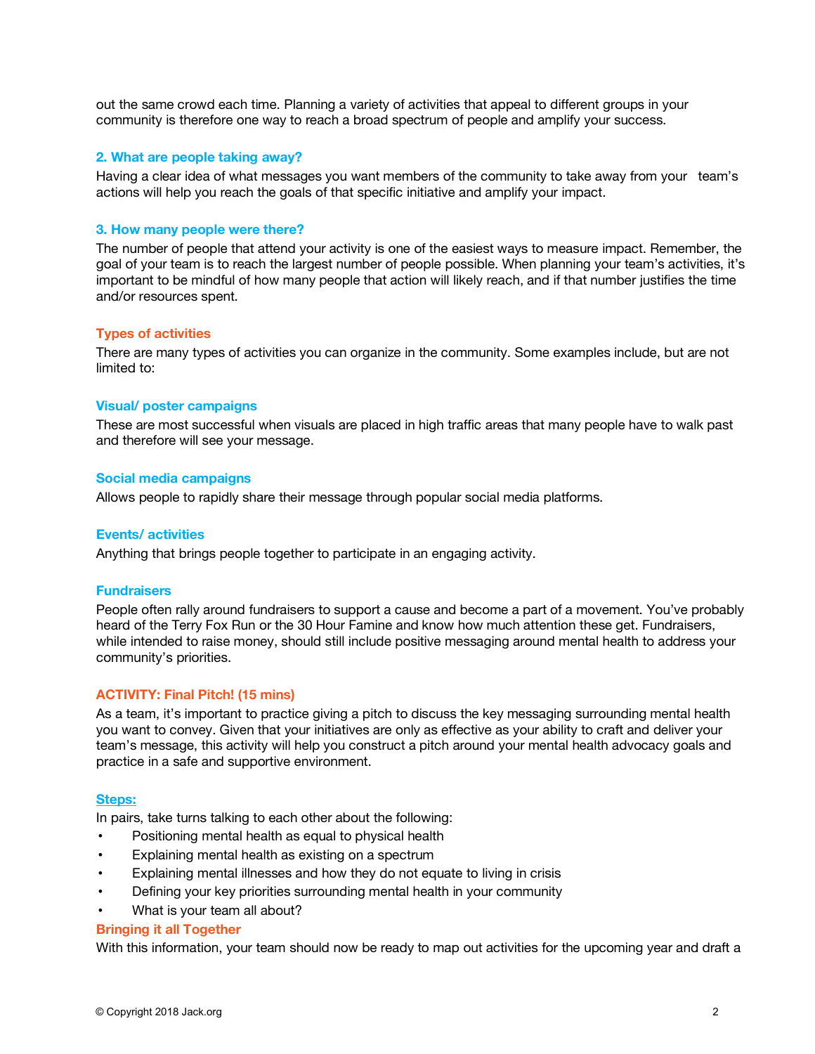out the same crowd each time. Planning a variety of activities that appeal to different groups in your community is therefore one way to reach a broad spectrum of people and amplify your success.

### 2. What are people taking away?

Having a clear idea of what messages you want members of the community to take away from your team's actions will help you reach the goals of that specific initiative and amplify your impact.

### 3. How many people were there?

The number of people that attend your activity is one of the easiest ways to measure impact. Remember, the goal of your team is to reach the largest number of people possible. When planning your team's activities, it's important to be mindful of how many people that action will likely reach, and if that number justifies the time and/or resources spent.

## Types of activities

There are many types of activities you can organize in the community. Some examples include, but are not limited to:

### Visual/ poster campaigns

These are most successful when visuals are placed in high traffic areas that many people have to walk past and therefore will see your message.

### Social media campaigns

Allows people to rapidly share their message through popular social media platforms.

### Events/ activities

Anything that brings people together to participate in an engaging activity.

### Fundraisers

People often rally around fundraisers to support a cause and become a part of a movement. You've probably heard of the Terry Fox Run or the 30 Hour Famine and know how much attention these get. Fundraisers, while intended to raise money, should still include positive messaging around mental health to address your community's priorities.

## ACTIVITY: Final Pitch! (15 mins)

As a team, it's important to practice giving a pitch to discuss the key messaging surrounding mental health you want to convey. Given that your initiatives are only as effective as your ability to craft and deliver your team's message, this activity will help you construct a pitch around your mental health advocacy goals and practice in a safe and supportive environment.

### Steps:

In pairs, take turns talking to each other about the following:

- Positioning mental health as equal to physical health
- Explaining mental health as existing on a spectrum
- Explaining mental illnesses and how they do not equate to living in crisis
- Defining your key priorities surrounding mental health in your community
- What is your team all about?

## Bringing it all Together

With this information, your team should now be ready to map out activities for the upcoming year and draft a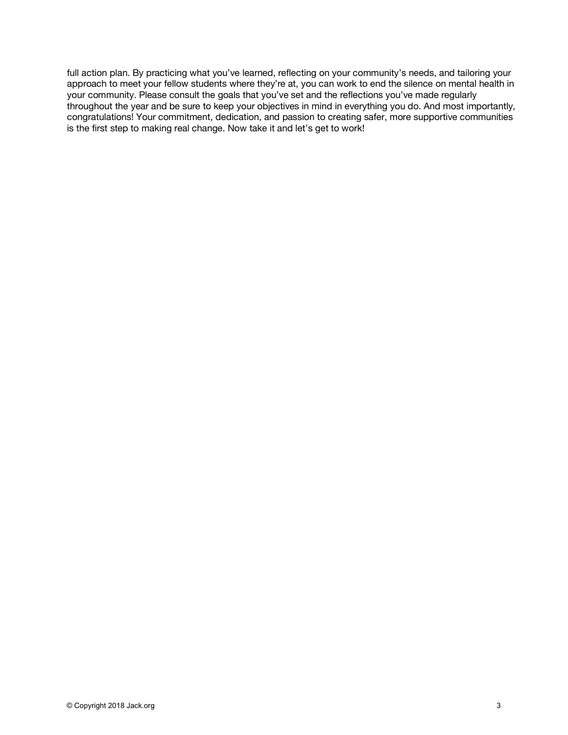full action plan. By practicing what you've learned, reflecting on your community's needs, and tailoring your approach to meet your fellow students where they're at, you can work to end the silence on mental health in your community. Please consult the goals that you've set and the reflections you've made regularly throughout the year and be sure to keep your objectives in mind in everything you do. And most importantly, congratulations! Your commitment, dedication, and passion to creating safer, more supportive communities is the first step to making real change. Now take it and let's get to work!

© Copyright 2018 Jack.org